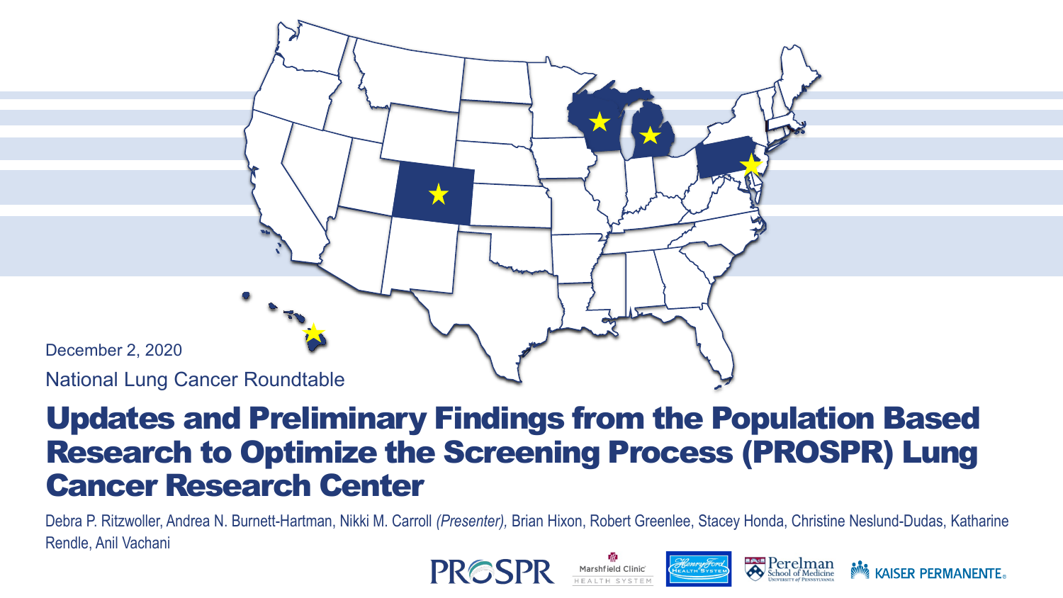December 2, 2020

National Lung Cancer Roundtable

# Updates and Preliminary Findings from the Population Based Research to Optimize the Screening Process (PROSPR) Lung Cancer Research Center

Debra P. Ritzwoller, Andrea N. Burnett-Hartman, Nikki M. Carroll *(Presenter)*, Brian Hixon, Robert Greenlee, Stacey Honda, Christine Neslund-Dudas, Katharine Rendle, Anil Vachani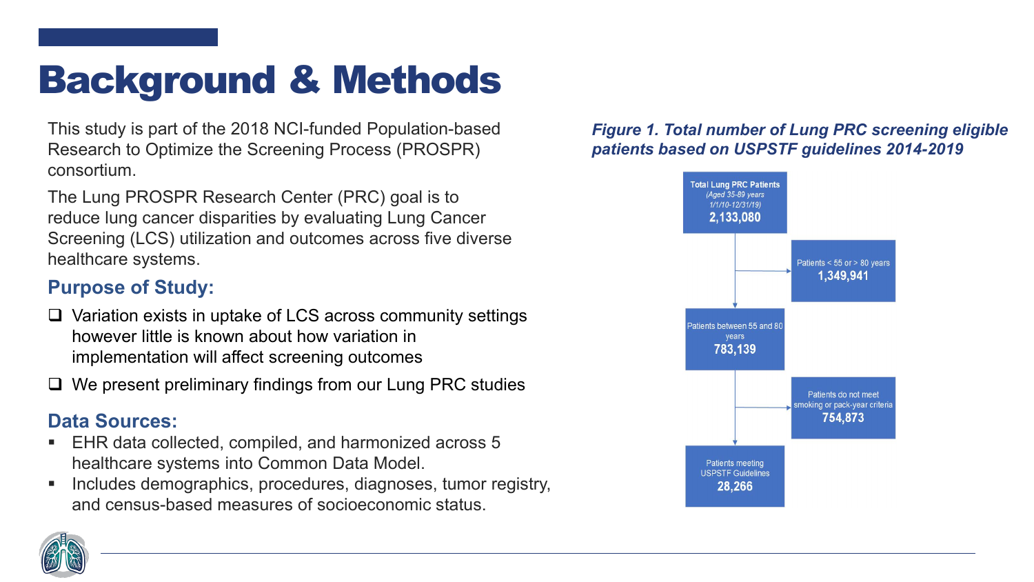# Background & Methods

This study is part of the 2018 NCI-funded Population-based Research to Optimize the Screening Process (PROSPR) consortium.

The Lung PROSPR Research Center (PRC) goal is to reduce lung cancer disparities by evaluating Lung Cancer Screening (LCS) utilization and outcomes across five diverse healthcare systems.

## Purpose of Study:

- ❑ Variation exists in uptake of LCS across community settings however little is known about how variation in implementation will affect screening outcomes
- ❑ We present preliminary findings from our Lung PRC studies

## Data Sources:

- EHR data collected, compiled, and harmonized across 5 healthcare systems into Common Data Model.
- Includes demographics, procedures, diagnoses, tumor registry, and census-based measures of socioeconomic status.

***Figure 1. Total number of Lung PRC screening eligible patients based on USPSTF guidelines 2014-2019***

- **Total Lung PRC Patients** (*Aged 35-89 years 1/1/10-12/31/19*): **2,133,080**
  - Patients < 55 or > 80 years: **1,349,941**
- Patients between 55 and 80 years: **783,139**
  - Patients do not meet smoking or pack-year criteria: **754,873**
- Patients meeting USPSTF Guidelines: **28,266**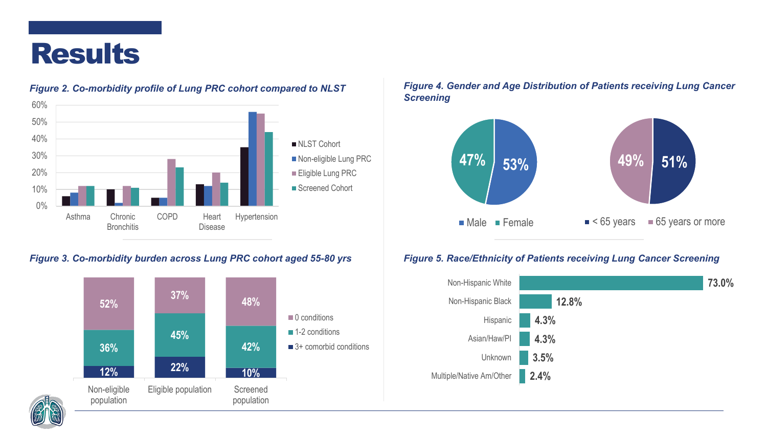# Results

*Figure 2. Co-morbidity profile of Lung PRC cohort compared to NLST*

| | NLST Cohort | Non-eligible Lung PRC | Eligible Lung PRC | Screened Cohort |
|---|---|---|---|---|
| Asthma | ~6% | ~8% | ~12% | ~12% |
| Chronic Bronchitis | ~10% | ~2% | ~12% | ~11% |
| COPD | ~5% | ~5% | ~28% | ~23% |
| Heart Disease | ~13% | ~12% | ~20% | ~14% |
| Hypertension | ~35% | ~56% | ~55% | ~44% |

*Figure 3. Co-morbidity burden across Lung PRC cohort aged 55-80 yrs*

| | Non-eligible population | Eligible population | Screened population |
|---|---|---|---|
| 0 conditions | 52% | 37% | 48% |
| 1-2 conditions | 36% | 45% | 42% |
| 3+ comorbid conditions | 12% | 22% | 10% |

*Figure 4. Gender and Age Distribution of Patients receiving Lung Cancer Screening*

| Gender | % |
|---|---|
| Male | 53% |
| Female | 47% |

| Age | % |
|---|---|
| < 65 years | 51% |
| 65 years or more | 49% |

*Figure 5. Race/Ethnicity of Patients receiving Lung Cancer Screening*

| Race/Ethnicity | % |
|---|---|
| Non-Hispanic White | 73.0% |
| Non-Hispanic Black | 12.8% |
| Hispanic | 4.3% |
| Asian/Haw/PI | 4.3% |
| Unknown | 3.5% |
| Multiple/Native Am/Other | 2.4% |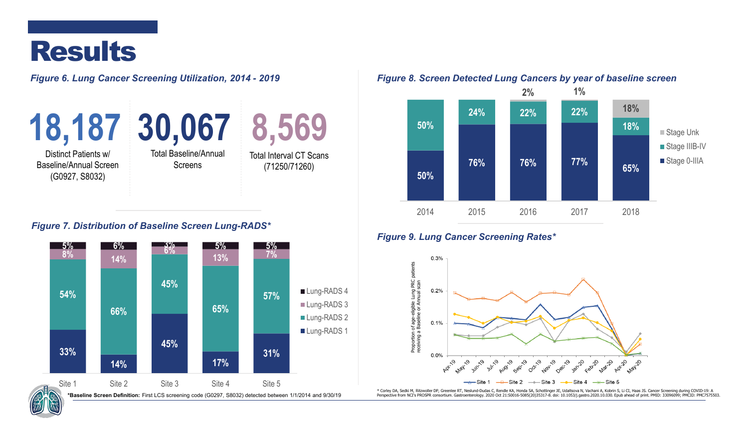# Results

*Figure 6. Lung Cancer Screening Utilization, 2014 - 2019*

| 18,187 | 30,067 | 8,569 |
|---|---|---|
| Distinct Patients w/ Baseline/Annual Screen (G0927, S8032) | Total Baseline/Annual Screens | Total Interval CT Scans (71250/71260) |

*Figure 7. Distribution of Baseline Screen Lung-RADS**

| | Site 1 | Site 2 | Site 3 | Site 4 | Site 5 |
|---|---|---|---|---|---|
| Lung-RADS 4 | 5% | 6% | 3% | 5% | 5% |
| Lung-RADS 3 | 8% | 14% | 6% | 13% | 7% |
| Lung-RADS 2 | 54% | 66% | 45% | 65% | 57% |
| Lung-RADS 1 | 33% | 14% | 45% | 17% | 31% |

***Baseline Screen Definition:** First LCS screening code (G0297, S8032) detected between 1/1/2014 and 9/30/19

*Figure 8. Screen Detected Lung Cancers by year of baseline screen*

| | 2014 | 2015 | 2016 | 2017 | 2018 |
|---|---|---|---|---|---|
| Stage Unk | | | 2% | 1% | 18% |
| Stage IIIB-IV | 50% | 24% | 22% | 22% | 18% |
| Stage 0-IIIA | 50% | 76% | 76% | 77% | 65% |

*Figure 9. Lung Cancer Screening Rates**

Y-axis: Proportion of age-eligible Lung PRC patients receiving a Baseline or Annual scan (0.0%–0.3%); X-axis: Apr-19 through May-20; Series: Site 1, Site 2, Site 3, Site 4, Site 5

* Corley DA, Sedki M, Ritzwoller DP, Greenlee RT, Neslund-Dudas C, Rendle KA, Honda SA, Schottinger JE, Udaltsova N, Vachani A, Kobrin S, Li CI, Haas JS. Cancer Screening during COVID-19: A Perspective from NCI's PROSPR consortium. Gastroenterology. 2020 Oct 21:S0016-5085(20)35317-8. doi: 10.1053/j.gastro.2020.10.030. Epub ahead of print. PMID: 33096099; PMCID: PMC7575503.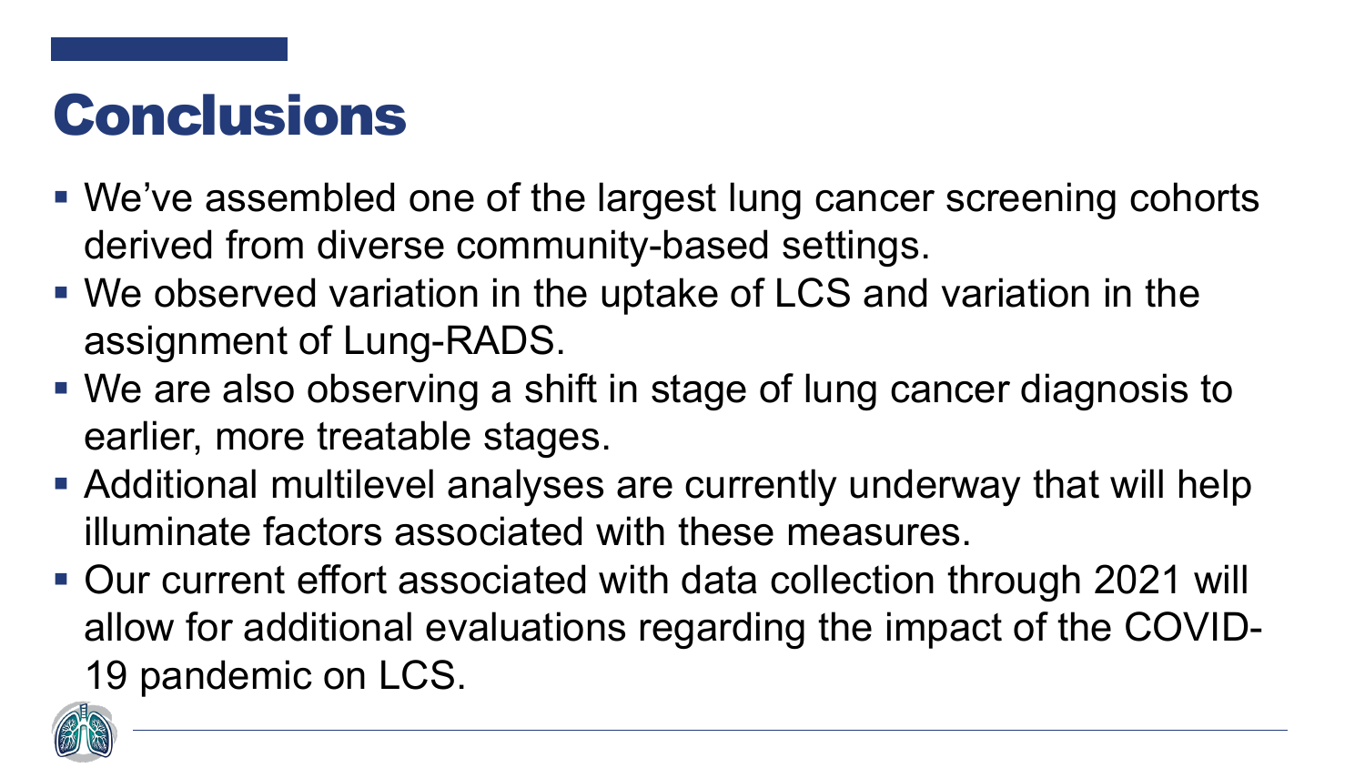# Conclusions

- We've assembled one of the largest lung cancer screening cohorts derived from diverse community-based settings.
- We observed variation in the uptake of LCS and variation in the assignment of Lung-RADS.
- We are also observing a shift in stage of lung cancer diagnosis to earlier, more treatable stages.
- Additional multilevel analyses are currently underway that will help illuminate factors associated with these measures.
- Our current effort associated with data collection through 2021 will allow for additional evaluations regarding the impact of the COVID-19 pandemic on LCS.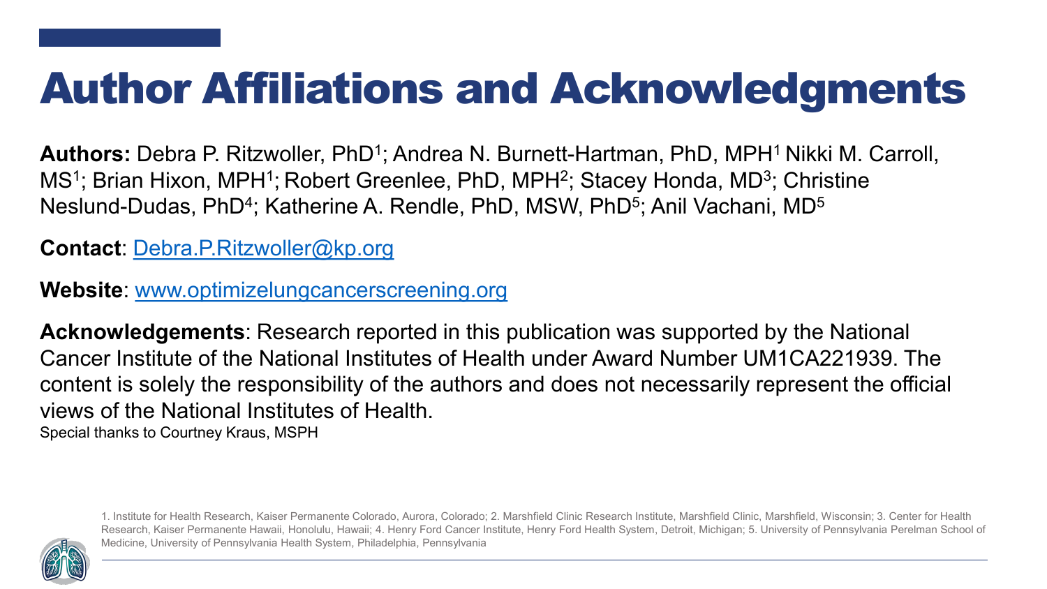# Author Affiliations and Acknowledgments

**Authors:** Debra P. Ritzwoller, PhD[1]; Andrea N. Burnett-Hartman, PhD, MPH[1] Nikki M. Carroll, MS[1]; Brian Hixon, MPH[1]; Robert Greenlee, PhD, MPH[2]; Stacey Honda, MD[3]; Christine Neslund-Dudas, PhD[4]; Katherine A. Rendle, PhD, MSW, PhD[5]; Anil Vachani, MD[5]

**Contact**: Debra.P.Ritzwoller@kp.org

**Website**: www.optimizelungcancerscreening.org

**Acknowledgements**: Research reported in this publication was supported by the National Cancer Institute of the National Institutes of Health under Award Number UM1CA221939. The content is solely the responsibility of the authors and does not necessarily represent the official views of the National Institutes of Health.

Special thanks to Courtney Kraus, MSPH

1. Institute for Health Research, Kaiser Permanente Colorado, Aurora, Colorado; 2. Marshfield Clinic Research Institute, Marshfield Clinic, Marshfield, Wisconsin; 3. Center for Health Research, Kaiser Permanente Hawaii, Honolulu, Hawaii; 4. Henry Ford Cancer Institute, Henry Ford Health System, Detroit, Michigan; 5. University of Pennsylvania Perelman School of Medicine, University of Pennsylvania Health System, Philadelphia, Pennsylvania